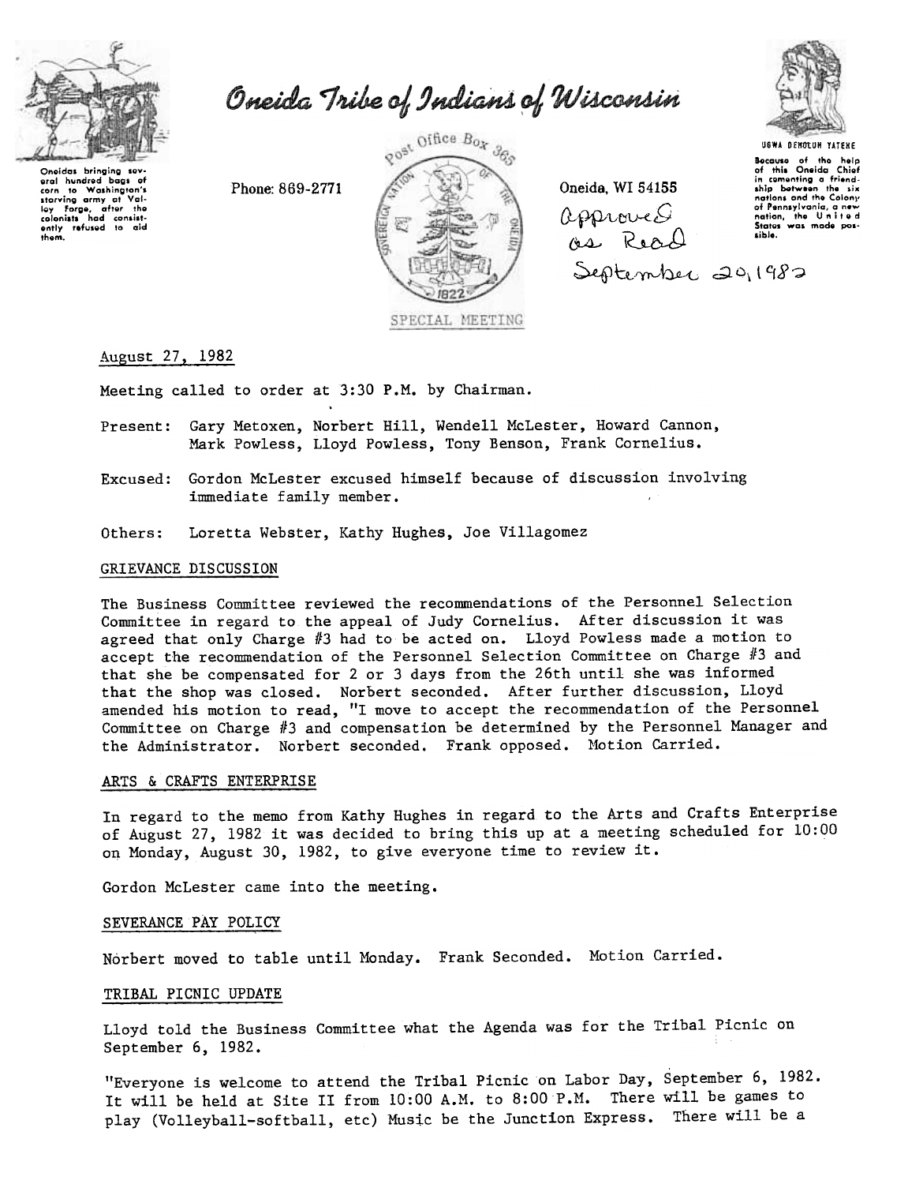# Oneida Tribe of Indians of Wisconsin

Oneidas bringing several hundred bags of corn to Washington's starving army at Valley Forge, after the colonists had consistently refused to aid them.

Phone: 869-2771

Post Office Box 365

Oneida, WI 54155

UGWA DEHOLUH YATEHE

Because of the help of this Oneida Chief in cementing a friendship between the six nations and the Colony of Pennsylvania, a new nation, the United States was made possible.

Approved as Read
September 20, 1982

SPECIAL MEETING

August 27, 1982

Meeting called to order at 3:30 P.M. by Chairman.

Present: Gary Metoxen, Norbert Hill, Wendell McLester, Howard Cannon, Mark Powless, Lloyd Powless, Tony Benson, Frank Cornelius.

Excused: Gordon McLester excused himself because of discussion involving immediate family member.

Others: Loretta Webster, Kathy Hughes, Joe Villagomez

## GRIEVANCE DISCUSSION

The Business Committee reviewed the recommendations of the Personnel Selection Committee in regard to the appeal of Judy Cornelius. After discussion it was agreed that only Charge #3 had to be acted on. Lloyd Powless made a motion to accept the recommendation of the Personnel Selection Committee on Charge #3 and that she be compensated for 2 or 3 days from the 26th until she was informed that the shop was closed. Norbert seconded. After further discussion, Lloyd amended his motion to read, "I move to accept the recommendation of the Personnel Committee on Charge #3 and compensation be determined by the Personnel Manager and the Administrator. Norbert seconded. Frank opposed. Motion Carried.

## ARTS & CRAFTS ENTERPRISE

In regard to the memo from Kathy Hughes in regard to the Arts and Crafts Enterprise of August 27, 1982 it was decided to bring this up at a meeting scheduled for 10:00 on Monday, August 30, 1982, to give everyone time to review it.

Gordon McLester came into the meeting.

## SEVERANCE PAY POLICY

Norbert moved to table until Monday. Frank Seconded. Motion Carried.

## TRIBAL PICNIC UPDATE

Lloyd told the Business Committee what the Agenda was for the Tribal Picnic on September 6, 1982.

"Everyone is welcome to attend the Tribal Picnic on Labor Day, September 6, 1982. It will be held at Site II from 10:00 A.M. to 8:00 P.M. There will be games to play (Volleyball-softball, etc) Music be the Junction Express. There will be a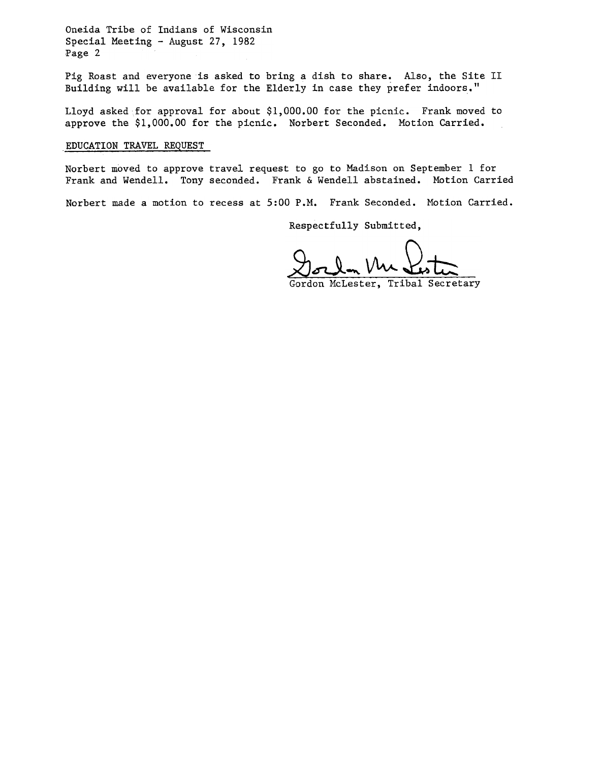Pig Roast and everyone is asked to bring a dish to share. Also, the Site II Building will be available for the Elderly in case they prefer indoors."

Lloyd asked for approval for about $1,000.00 for the picnic. Frank moved to approve the $1,000.00 for the picnic. Norbert Seconded. Motion Carried.

EDUCATION TRAVEL REQUEST

Norbert moved to approve travel request to go to Madison on September 1 for Frank and Wendell. Tony seconded. Frank & Wendell abstained. Motion Carried

Norbert made a motion to recess at 5:00 P.M. Frank Seconded. Motion Carried.

Respectfully Submitted,

Gordon McLester

Gordon McLester, Tribal Secretary